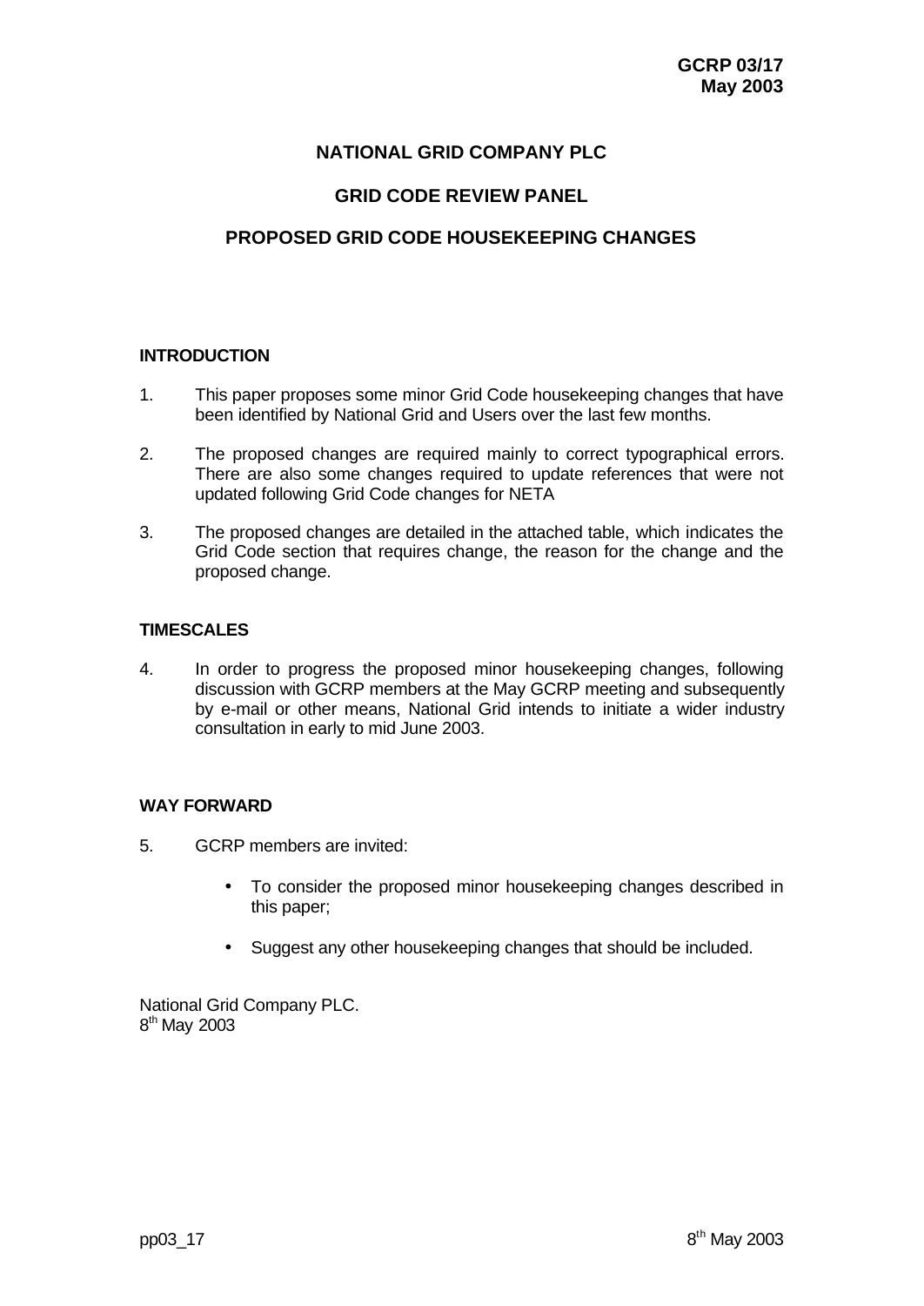**GCRP 03/17**
**May 2003**

# NATIONAL GRID COMPANY PLC

## GRID CODE REVIEW PANEL

## PROPOSED GRID CODE HOUSEKEEPING CHANGES

### INTRODUCTION

1. This paper proposes some minor Grid Code housekeeping changes that have been identified by National Grid and Users over the last few months.

2. The proposed changes are required mainly to correct typographical errors. There are also some changes required to update references that were not updated following Grid Code changes for NETA

3. The proposed changes are detailed in the attached table, which indicates the Grid Code section that requires change, the reason for the change and the proposed change.

### TIMESCALES

4. In order to progress the proposed minor housekeeping changes, following discussion with GCRP members at the May GCRP meeting and subsequently by e-mail or other means, National Grid intends to initiate a wider industry consultation in early to mid June 2003.

### WAY FORWARD

5. GCRP members are invited:

   - To consider the proposed minor housekeeping changes described in this paper;

   - Suggest any other housekeeping changes that should be included.

National Grid Company PLC.
8th May 2003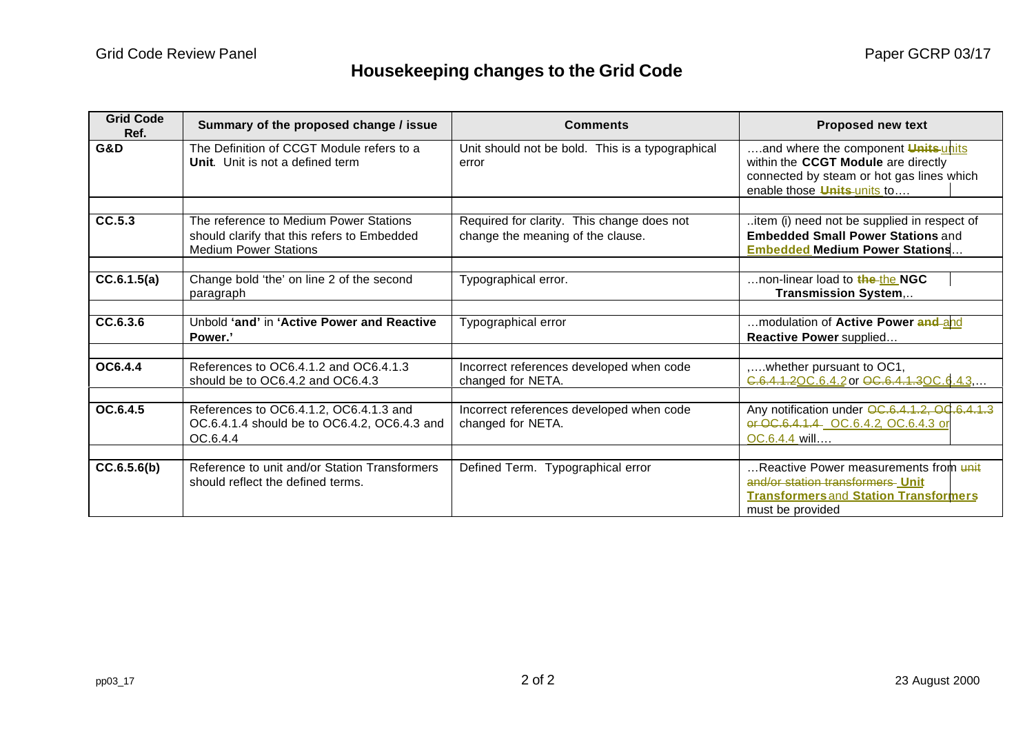# Housekeeping changes to the Grid Code

| Grid Code Ref. | Summary of the proposed change / issue | Comments | Proposed new text |
|---|---|---|---|
| **G&D** | The Definition of CCGT Module refers to a **Unit**. Unit is not a defined term | Unit should not be bold. This is a typographical error | ….and where the component ~~**Units**~~ units within the **CCGT Module** are directly connected by steam or hot gas lines which enable those ~~**Units**~~ units to…. |
| | | | |
| **CC.5.3** | The reference to Medium Power Stations should clarify that this refers to Embedded Medium Power Stations | Required for clarity. This change does not change the meaning of the clause. | ..item (i) need not be supplied in respect of **Embedded Small Power Stations** and **Embedded Medium Power Stations**… |
| | | | |
| **CC.6.1.5(a)** | Change bold 'the' on line 2 of the second paragraph | Typographical error. | …non-linear load to ~~**the**~~ the **NGC Transmission System**,.. |
| | | | |
| **CC.6.3.6** | Unbold **'and'** in **'Active Power and Reactive Power.'** | Typographical error | …modulation of **Active Power** ~~**and**~~ and **Reactive Power** supplied… |
| | | | |
| **OC6.4.4** | References to OC6.4.1.2 and OC6.4.1.3 should be to OC6.4.2 and OC6.4.3 | Incorrect references developed when code changed for NETA. | ,….whether pursuant to OC1, ~~C.6.4.1.2~~OC.6.4.2 or ~~OC.6.4.1.3~~OC.6.4.3,… |
| | | | |
| **OC.6.4.5** | References to OC6.4.1.2, OC6.4.1.3 and OC.6.4.1.4 should be to OC6.4.2, OC6.4.3 and OC.6.4.4 | Incorrect references developed when code changed for NETA. | Any notification under ~~OC.6.4.1.2, OC.6.4.1.3 or OC.6.4.1.4~~ OC.6.4.2, OC.6.4.3 or OC.6.4.4 will…. |
| | | | |
| **CC.6.5.6(b)** | Reference to unit and/or Station Transformers should reflect the defined terms. | Defined Term. Typographical error | …Reactive Power measurements from ~~unit and/or station transformers~~ **Unit Transformers** and **Station Transformers** must be provided |